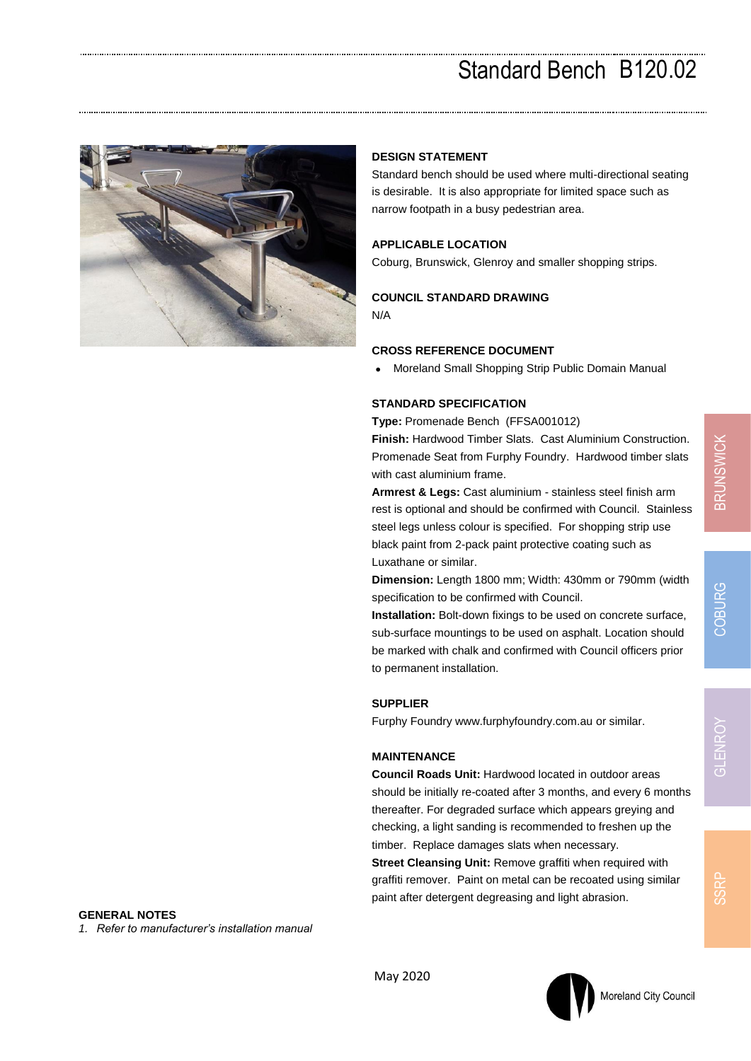# Standard Bench B120.02

## DESIGN STATEMENT

Standard bench should be used where multi-directional seating is desirable. It is also appropriate for limited space such as narrow footpath in a busy pedestrian area.

## APPLICABLE LOCATION

Coburg, Brunswick, Glenroy and smaller shopping strips.

## COUNCIL STANDARD DRAWING

N/A

## CROSS REFERENCE DOCUMENT

- Moreland Small Shopping Strip Public Domain Manual

## STANDARD SPECIFICATION

**Type:** Promenade Bench (FFSA001012)

**Finish:** Hardwood Timber Slats. Cast Aluminium Construction. Promenade Seat from Furphy Foundry. Hardwood timber slats with cast aluminium frame.

**Armrest & Legs:** Cast aluminium - stainless steel finish arm rest is optional and should be confirmed with Council. Stainless steel legs unless colour is specified. For shopping strip use black paint from 2-pack paint protective coating such as Luxathane or similar.

**Dimension:** Length 1800 mm; Width: 430mm or 790mm (width specification to be confirmed with Council.

**Installation:** Bolt-down fixings to be used on concrete surface, sub-surface mountings to be used on asphalt. Location should be marked with chalk and confirmed with Council officers prior to permanent installation.

## SUPPLIER

Furphy Foundry www.furphyfoundry.com.au or similar.

## MAINTENANCE

**Council Roads Unit:** Hardwood located in outdoor areas should be initially re-coated after 3 months, and every 6 months thereafter. For degraded surface which appears greying and checking, a light sanding is recommended to freshen up the timber. Replace damages slats when necessary.

**Street Cleansing Unit:** Remove graffiti when required with graffiti remover. Paint on metal can be recoated using similar paint after detergent degreasing and light abrasion.

## GENERAL NOTES

1. *Refer to manufacturer's installation manual*

BRUNSWICK | COBURG | GLENROY | SSRP

May 2020

Moreland City Council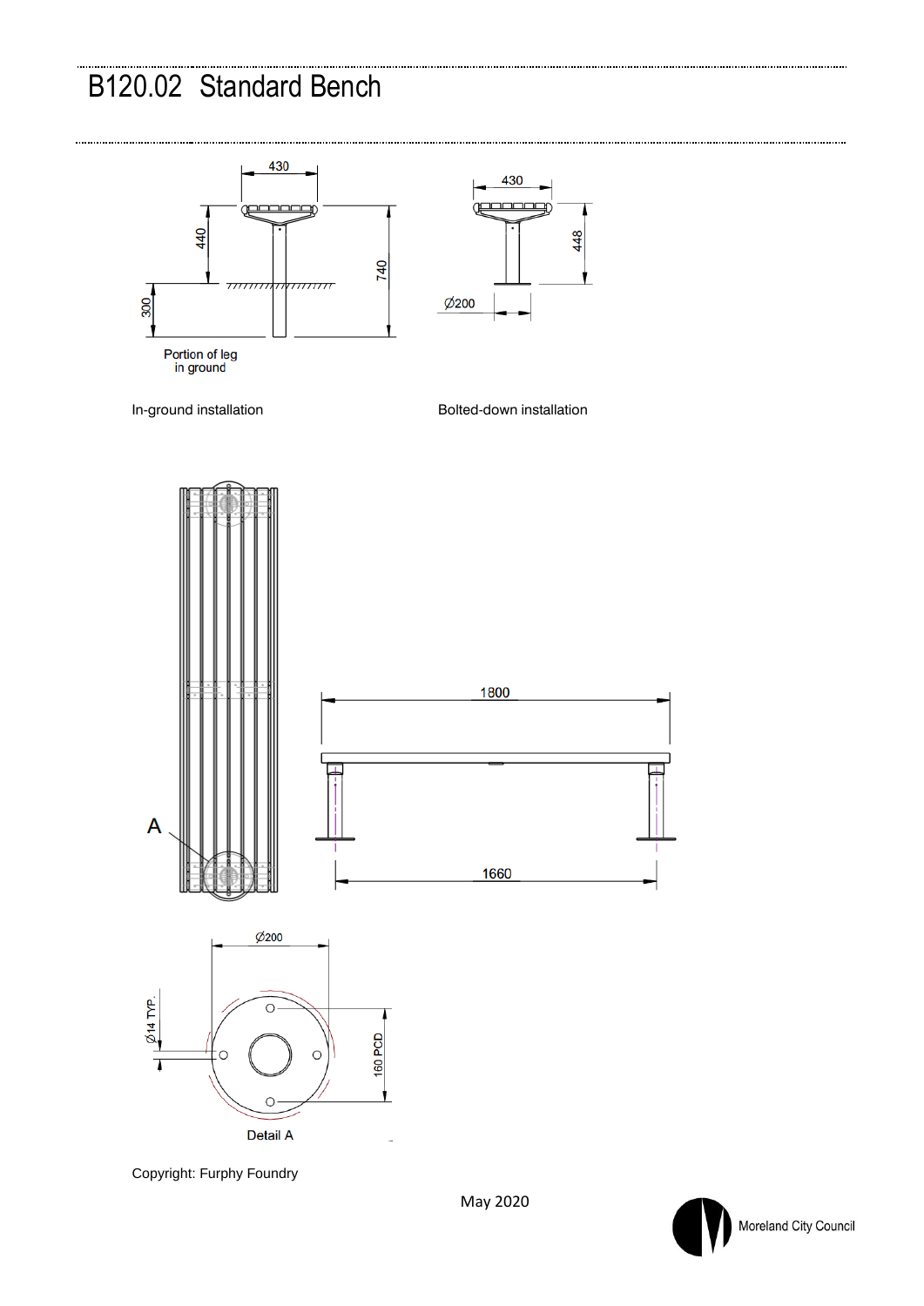# B120.02 Standard Bench

430

440

740

300

Portion of leg in ground

In-ground installation

430

448

Ø200

Bolted-down installation

1800

A

1660

Ø200

Ø14 TYP.

160 PCD

Detail A

Copyright: Furphy Foundry

May 2020

Moreland City Council